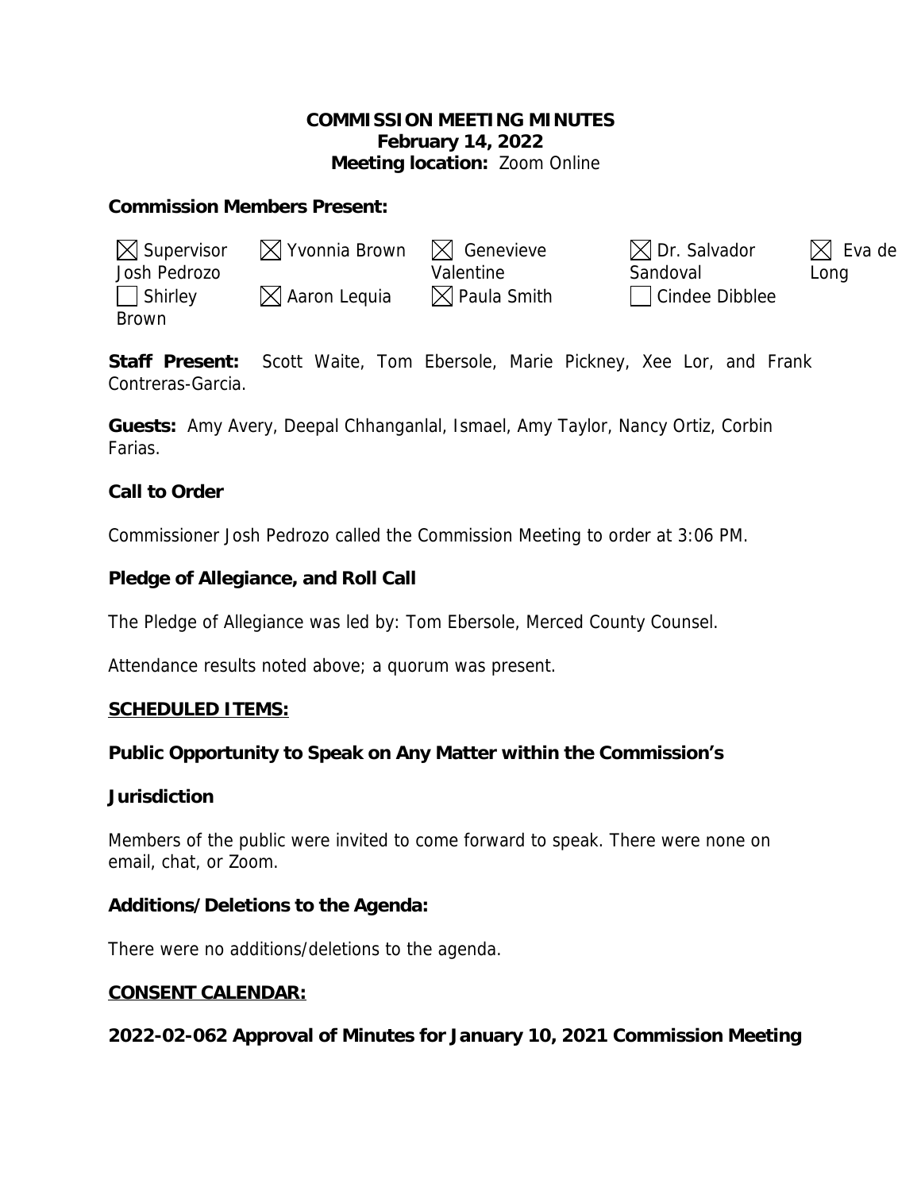# COMMISSION MEETING MINUTES
**February 14, 2022**
**Meeting location:** Zoom Online

**Commission Members Present:**

| | | | | |
|---|---|---|---|---|
| ☒ Supervisor Josh Pedrozo | ☒ Yvonnia Brown | ☒ Genevieve Valentine | ☒ Dr. Salvador Sandoval | ☒ Eva de Long |
| ☐ Shirley Brown | ☒ Aaron Lequia | ☒ Paula Smith | ☐ Cindee Dibblee | |

**Staff Present:** Scott Waite, Tom Ebersole, Marie Pickney, Xee Lor, and Frank Contreras-Garcia.

**Guests:** Amy Avery, Deepal Chhanganlal, Ismael, Amy Taylor, Nancy Ortiz, Corbin Farias.

**Call to Order**

Commissioner Josh Pedrozo called the Commission Meeting to order at 3:06 PM.

**Pledge of Allegiance, and Roll Call**

The Pledge of Allegiance was led by: Tom Ebersole, Merced County Counsel.

Attendance results noted above; a quorum was present.

**SCHEDULED ITEMS:**

**Public Opportunity to Speak on Any Matter within the Commission's Jurisdiction**

Members of the public were invited to come forward to speak. There were none on email, chat, or Zoom.

**Additions/Deletions to the Agenda:**

There were no additions/deletions to the agenda.

**CONSENT CALENDAR:**

**2022-02-062 Approval of Minutes for January 10, 2021 Commission Meeting**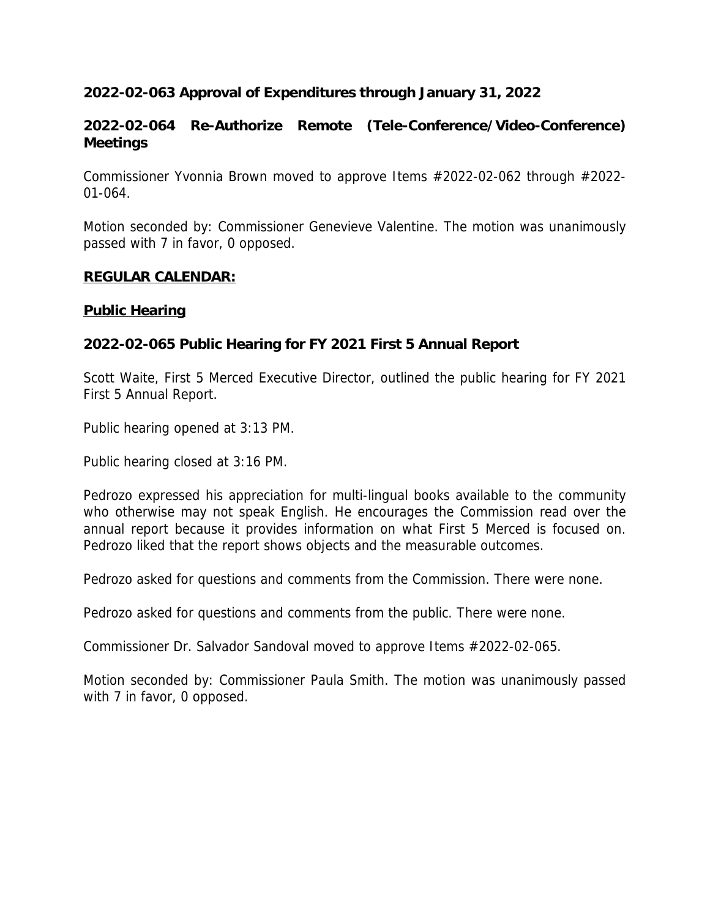**2022-02-063 Approval of Expenditures through January 31, 2022**

**2022-02-064 Re-Authorize Remote (Tele-Conference/Video-Conference) Meetings**

Commissioner Yvonnia Brown moved to approve Items #2022-02-062 through #2022-01-064.

Motion seconded by: Commissioner Genevieve Valentine. The motion was unanimously passed with 7 in favor, 0 opposed.

**REGULAR CALENDAR:**

**Public Hearing**

**2022-02-065 Public Hearing for FY 2021 First 5 Annual Report**

Scott Waite, First 5 Merced Executive Director, outlined the public hearing for FY 2021 First 5 Annual Report.

Public hearing opened at 3:13 PM.

Public hearing closed at 3:16 PM.

Pedrozo expressed his appreciation for multi-lingual books available to the community who otherwise may not speak English. He encourages the Commission read over the annual report because it provides information on what First 5 Merced is focused on. Pedrozo liked that the report shows objects and the measurable outcomes.

Pedrozo asked for questions and comments from the Commission. There were none.

Pedrozo asked for questions and comments from the public. There were none.

Commissioner Dr. Salvador Sandoval moved to approve Items #2022-02-065.

Motion seconded by: Commissioner Paula Smith. The motion was unanimously passed with 7 in favor, 0 opposed.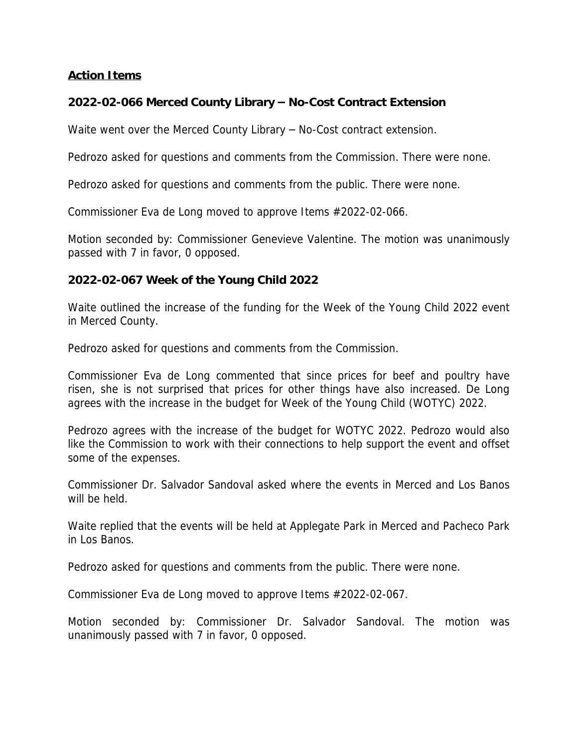**Action Items**

### 2022-02-066 Merced County Library – No-Cost Contract Extension

Waite went over the Merced County Library – No-Cost contract extension.

Pedrozo asked for questions and comments from the Commission. There were none.

Pedrozo asked for questions and comments from the public. There were none.

Commissioner Eva de Long moved to approve Items #2022-02-066.

Motion seconded by: Commissioner Genevieve Valentine. The motion was unanimously passed with 7 in favor, 0 opposed.

### 2022-02-067 Week of the Young Child 2022

Waite outlined the increase of the funding for the Week of the Young Child 2022 event in Merced County.

Pedrozo asked for questions and comments from the Commission.

Commissioner Eva de Long commented that since prices for beef and poultry have risen, she is not surprised that prices for other things have also increased. De Long agrees with the increase in the budget for Week of the Young Child (WOTYC) 2022.

Pedrozo agrees with the increase of the budget for WOTYC 2022. Pedrozo would also like the Commission to work with their connections to help support the event and offset some of the expenses.

Commissioner Dr. Salvador Sandoval asked where the events in Merced and Los Banos will be held.

Waite replied that the events will be held at Applegate Park in Merced and Pacheco Park in Los Banos.

Pedrozo asked for questions and comments from the public. There were none.

Commissioner Eva de Long moved to approve Items #2022-02-067.

Motion seconded by: Commissioner Dr. Salvador Sandoval. The motion was unanimously passed with 7 in favor, 0 opposed.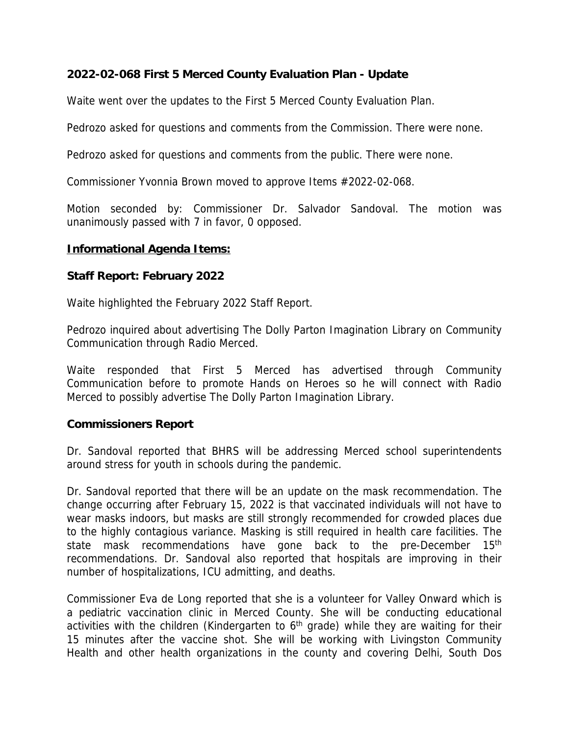**2022-02-068 First 5 Merced County Evaluation Plan - Update**

Waite went over the updates to the First 5 Merced County Evaluation Plan.

Pedrozo asked for questions and comments from the Commission. There were none.

Pedrozo asked for questions and comments from the public. There were none.

Commissioner Yvonnia Brown moved to approve Items #2022-02-068.

Motion seconded by: Commissioner Dr. Salvador Sandoval. The motion was unanimously passed with 7 in favor, 0 opposed.

**Informational Agenda Items:**

**Staff Report: February 2022**

Waite highlighted the February 2022 Staff Report.

Pedrozo inquired about advertising The Dolly Parton Imagination Library on Community Communication through Radio Merced.

Waite responded that First 5 Merced has advertised through Community Communication before to promote Hands on Heroes so he will connect with Radio Merced to possibly advertise The Dolly Parton Imagination Library.

**Commissioners Report**

Dr. Sandoval reported that BHRS will be addressing Merced school superintendents around stress for youth in schools during the pandemic.

Dr. Sandoval reported that there will be an update on the mask recommendation. The change occurring after February 15, 2022 is that vaccinated individuals will not have to wear masks indoors, but masks are still strongly recommended for crowded places due to the highly contagious variance. Masking is still required in health care facilities. The state mask recommendations have gone back to the pre-December 15th recommendations. Dr. Sandoval also reported that hospitals are improving in their number of hospitalizations, ICU admitting, and deaths.

Commissioner Eva de Long reported that she is a volunteer for Valley Onward which is a pediatric vaccination clinic in Merced County. She will be conducting educational activities with the children (Kindergarten to 6th grade) while they are waiting for their 15 minutes after the vaccine shot. She will be working with Livingston Community Health and other health organizations in the county and covering Delhi, South Dos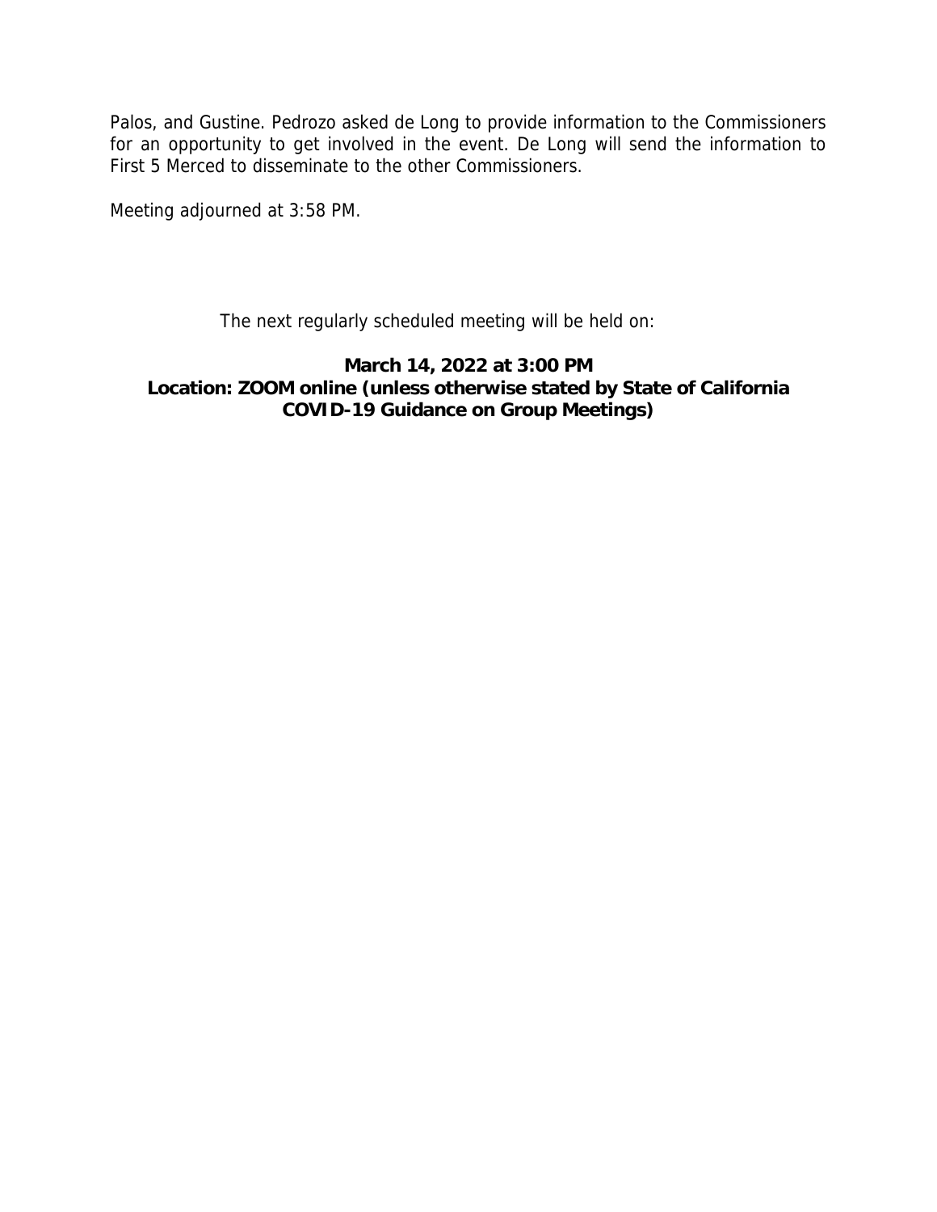Palos, and Gustine. Pedrozo asked de Long to provide information to the Commissioners for an opportunity to get involved in the event. De Long will send the information to First 5 Merced to disseminate to the other Commissioners.

Meeting adjourned at 3:58 PM.

The next regularly scheduled meeting will be held on:

**March 14, 2022 at 3:00 PM**
**Location: ZOOM online (unless otherwise stated by State of California COVID-19 Guidance on Group Meetings)**